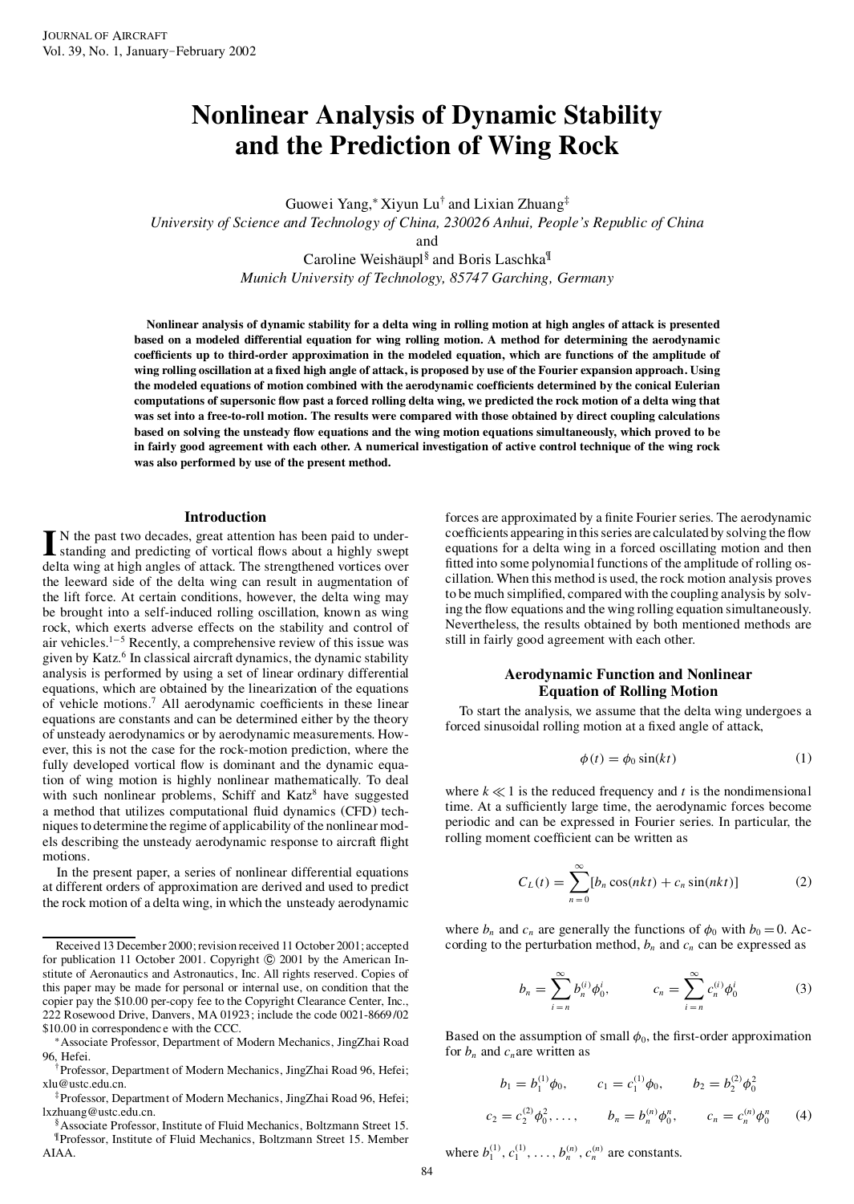# Nonlinear Analysis of Dynamic Stability and the Prediction of Wing Rock

Guowei Yang,* Xiyun Lu[†] and Lixian Zhuang[‡]
*University of Science and Technology of China, 230026 Anhui, People's Republic of China*
and
Caroline Weishäupl[§] and Boris Laschka[¶]
*Munich University of Technology, 85747 Garching, Germany*

**Nonlinear analysis of dynamic stability for a delta wing in rolling motion at high angles of attack is presented based on a modeled differential equation for wing rolling motion. A method for determining the aerodynamic coefficients up to third-order approximation in the modeled equation, which are functions of the amplitude of wing rolling oscillation at a fixed high angle of attack, is proposed by use of the Fourier expansion approach. Using the modeled equations of motion combined with the aerodynamic coefficients determined by the conical Eulerian computations of supersonic flow past a forced rolling delta wing, we predicted the rock motion of a delta wing that was set into a free-to-roll motion. The results were compared with those obtained by direct coupling calculations based on solving the unsteady flow equations and the wing motion equations simultaneously, which proved to be in fairly good agreement with each other. A numerical investigation of active control technique of the wing rock was also performed by use of the present method.**

## Introduction

In the past two decades, great attention has been paid to understanding and predicting of vortical flows about a highly swept delta wing at high angles of attack. The strengthened vortices over the leeward side of the delta wing can result in augmentation of the lift force. At certain conditions, however, the delta wing may be brought into a self-induced rolling oscillation, known as wing rock, which exerts adverse effects on the stability and control of air vehicles.[1–5] Recently, a comprehensive review of this issue was given by Katz.[6] In classical aircraft dynamics, the dynamic stability analysis is performed by using a set of linear ordinary differential equations, which are obtained by the linearization of the equations of vehicle motions.[7] All aerodynamic coefficients in these linear equations are constants and can be determined either by the theory of unsteady aerodynamics or by aerodynamic measurements. However, this is not the case for the rock-motion prediction, where the fully developed vortical flow is dominant and the dynamic equation of wing motion is highly nonlinear mathematically. To deal with such nonlinear problems, Schiff and Katz[8] have suggested a method that utilizes computational fluid dynamics (CFD) techniques to determine the regime of applicability of the nonlinear models describing the unsteady aerodynamic response to aircraft flight motions.

In the present paper, a series of nonlinear differential equations at different orders of approximation are derived and used to predict the rock motion of a delta wing, in which the unsteady aerodynamic forces are approximated by a finite Fourier series. The aerodynamic coefficients appearing in this series are calculated by solving the flow equations for a delta wing in a forced oscillating motion and then fitted into some polynomial functions of the amplitude of rolling oscillation. When this method is used, the rock motion analysis proves to be much simplified, compared with the coupling analysis by solving the flow equations and the wing rolling equation simultaneously. Nevertheless, the results obtained by both mentioned methods are still in fairly good agreement with each other.

## Aerodynamic Function and Nonlinear Equation of Rolling Motion

To start the analysis, we assume that the delta wing undergoes a forced sinusoidal rolling motion at a fixed angle of attack,

$$\phi(t) = \phi_0 \sin(kt) \tag{1}$$

where $k \ll 1$ is the reduced frequency and $t$ is the nondimensional time. At a sufficiently large time, the aerodynamic forces become periodic and can be expressed in Fourier series. In particular, the rolling moment coefficient can be written as

$$C_L(t) = \sum_{n=0}^{\infty} [b_n \cos(nkt) + c_n \sin(nkt)] \tag{2}$$

where $b_n$ and $c_n$ are generally the functions of $\phi_0$ with $b_0 = 0$. According to the perturbation method, $b_n$ and $c_n$ can be expressed as

$$b_n = \sum_{i=n}^{\infty} b_n^{(i)} \phi_0^i, \qquad c_n = \sum_{i=n}^{\infty} c_n^{(i)} \phi_0^i \tag{3}$$

Based on the assumption of small $\phi_0$, the first-order approximation for $b_n$ and $c_n$ are written as

$$b_1 = b_1^{(1)} \phi_0, \qquad c_1 = c_1^{(1)} \phi_0, \qquad b_2 = b_2^{(2)} \phi_0^2$$
$$c_2 = c_2^{(2)} \phi_0^2, \ldots, \qquad b_n = b_n^{(n)} \phi_0^n, \qquad c_n = c_n^{(n)} \phi_0^n \tag{4}$$

where $b_1^{(1)}, c_1^{(1)}, \ldots, b_n^{(n)}, c_n^{(n)}$ are constants.

---

Received 13 December 2000; revision received 11 October 2001; accepted for publication 11 October 2001. Copyright © 2001 by the American Institute of Aeronautics and Astronautics, Inc. All rights reserved. Copies of this paper may be made for personal or internal use, on condition that the copier pay the $10.00 per-copy fee to the Copyright Clearance Center, Inc., 222 Rosewood Drive, Danvers, MA 01923; include the code 0021-8669/02 $10.00 in correspondence with the CCC.

*Associate Professor, Department of Modern Mechanics, JingZhai Road 96, Hefei.

[†]Professor, Department of Modern Mechanics, JingZhai Road 96, Hefei; xlu@ustc.edu.cn.

[‡]Professor, Department of Modern Mechanics, JingZhai Road 96, Hefei; lxzhuang@ustc.edu.cn.

[§]Associate Professor, Institute of Fluid Mechanics, Boltzmann Street 15.

[¶]Professor, Institute of Fluid Mechanics, Boltzmann Street 15. Member AIAA.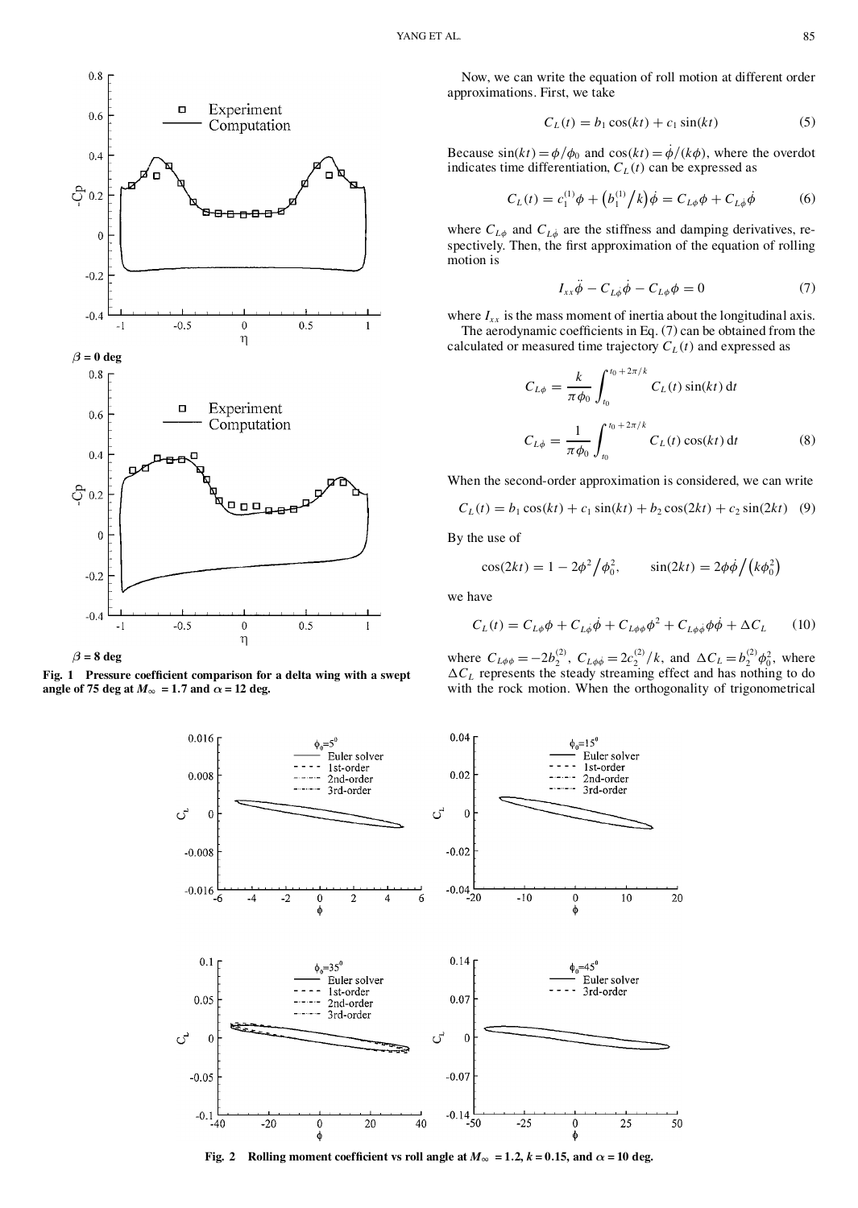Fig. 1 Pressure coefficient comparison for a delta wing with a swept angle of 75 deg at $M_\infty = 1.7$ and $\alpha = 12$ deg.

Now, we can write the equation of roll motion at different order approximations. First, we take

$$C_L(t) = b_1 \cos(kt) + c_1 \sin(kt) \tag{5}$$

Because $\sin(kt) = \phi/\phi_0$ and $\cos(kt) = \dot{\phi}/(k\phi)$, where the overdot indicates time differentiation, $C_L(t)$ can be expressed as

$$C_L(t) = c_1^{(1)}\phi + \left(b_1^{(1)}/k\right)\dot{\phi} = C_{L\phi}\phi + C_{L\dot{\phi}}\dot{\phi} \tag{6}$$

where $C_{L\phi}$ and $C_{L\dot{\phi}}$ are the stiffness and damping derivatives, respectively. Then, the first approximation of the equation of rolling motion is

$$I_{xx}\ddot{\phi} - C_{L\dot{\phi}}\dot{\phi} - C_{L\phi}\phi = 0 \tag{7}$$

where $I_{xx}$ is the mass moment of inertia about the longitudinal axis.

The aerodynamic coefficients in Eq. (7) can be obtained from the calculated or measured time trajectory $C_L(t)$ and expressed as

$$C_{L\phi} = \frac{k}{\pi\phi_0}\int_{t_0}^{t_0+2\pi/k} C_L(t)\sin(kt)\,\mathrm{d}t$$

$$C_{L\dot{\phi}} = \frac{1}{\pi\phi_0}\int_{t_0}^{t_0+2\pi/k} C_L(t)\cos(kt)\,\mathrm{d}t \tag{8}$$

When the second-order approximation is considered, we can write

$$C_L(t) = b_1\cos(kt) + c_1\sin(kt) + b_2\cos(2kt) + c_2\sin(2kt) \tag{9}$$

By the use of

$$\cos(2kt) = 1 - 2\phi^2/\phi_0^2, \qquad \sin(2kt) = 2\phi\dot{\phi}/\left(k\phi_0^2\right)$$

we have

$$C_L(t) = C_{L\phi}\phi + C_{L\dot{\phi}}\dot{\phi} + C_{L\phi\phi}\phi^2 + C_{L\phi\dot{\phi}}\phi\dot{\phi} + \Delta C_L \tag{10}$$

where $C_{L\phi\phi} = -2b_2^{(2)}$, $C_{L\phi\dot{\phi}} = 2c_2^{(2)}/k$, and $\Delta C_L = b_2^{(2)}\phi_0^2$, where $\Delta C_L$ represents the steady streaming effect and has nothing to do with the rock motion. When the orthogonality of trigonometrical

Fig. 2 Rolling moment coefficient vs roll angle at $M_\infty = 1.2$, $k = 0.15$, and $\alpha = 10$ deg.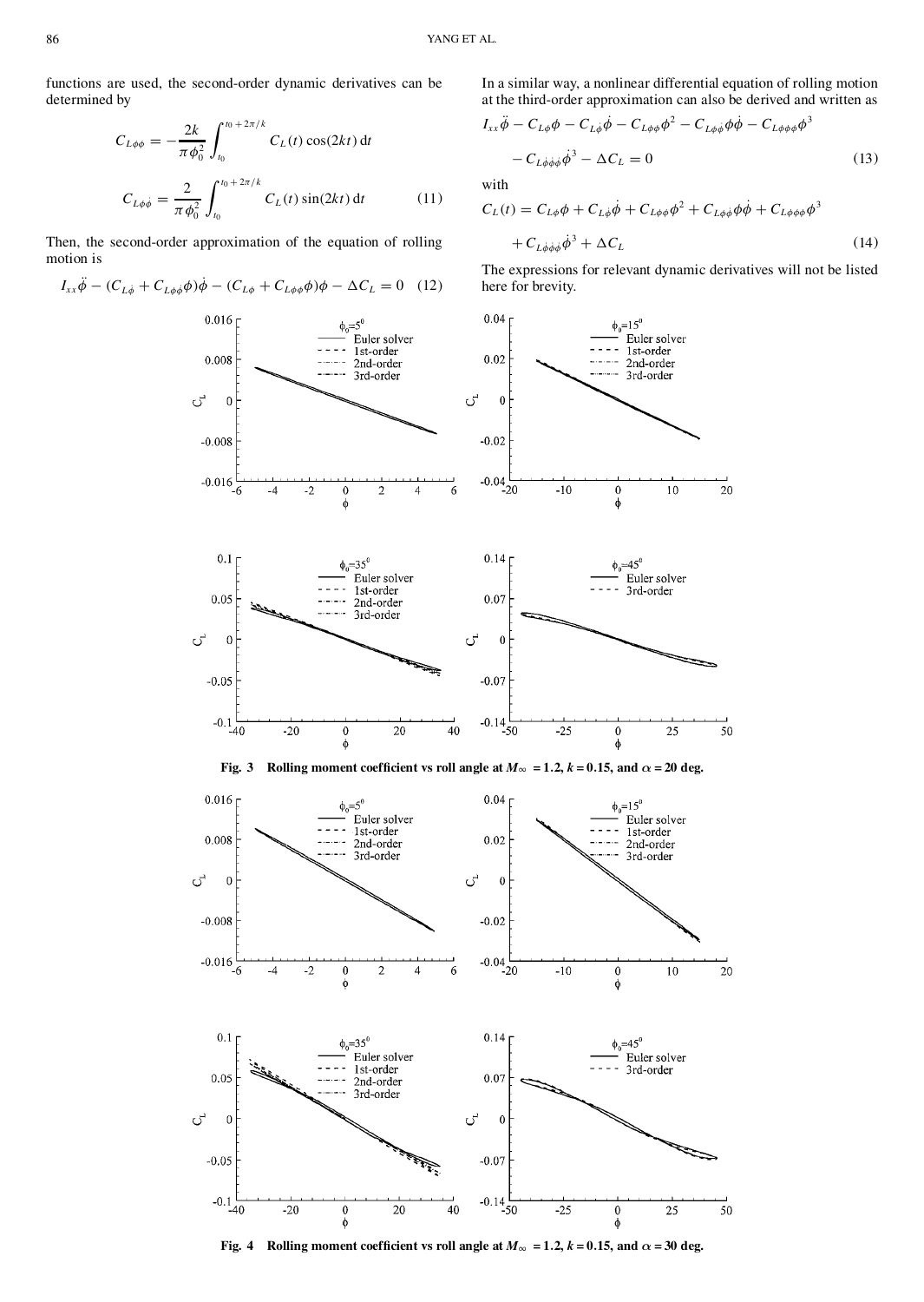functions are used, the second-order dynamic derivatives can be determined by

$$C_{L\phi\phi} = -\frac{2k}{\pi\phi_0^2}\int_{t_0}^{t_0+2\pi/k} C_L(t)\cos(2kt)\,\mathrm{d}t$$

$$C_{L\phi\dot{\phi}} = \frac{2}{\pi\phi_0^2}\int_{t_0}^{t_0+2\pi/k} C_L(t)\sin(2kt)\,\mathrm{d}t \qquad (11)$$

Then, the second-order approximation of the equation of rolling motion is

$$I_{xx}\ddot{\phi} - (C_{L\dot{\phi}} + C_{L\phi\dot{\phi}}\phi)\dot{\phi} - (C_{L\phi} + C_{L\phi\phi}\phi)\phi - \Delta C_L = 0 \quad (12)$$

In a similar way, a nonlinear differential equation of rolling motion at the third-order approximation can also be derived and written as

$$I_{xx}\ddot{\phi} - C_{L\phi}\phi - C_{L\dot{\phi}}\dot{\phi} - C_{L\phi\phi}\phi^2 - C_{L\phi\dot{\phi}}\phi\dot{\phi} - C_{L\phi\phi\phi}\phi^3 - C_{L\dot{\phi}\dot{\phi}\dot{\phi}}\dot{\phi}^3 - \Delta C_L = 0 \qquad (13)$$

with

$$C_L(t) = C_{L\phi}\phi + C_{L\dot{\phi}}\dot{\phi} + C_{L\phi\phi}\phi^2 + C_{L\phi\dot{\phi}}\phi\dot{\phi} + C_{L\phi\phi\phi}\phi^3 + C_{L\dot{\phi}\dot{\phi}\dot{\phi}}\dot{\phi}^3 + \Delta C_L \qquad (14)$$

The expressions for relevant dynamic derivatives will not be listed here for brevity.

**Fig. 3 Rolling moment coefficient vs roll angle at $M_\infty = 1.2$, $k = 0.15$, and $\alpha = 20$ deg.**

**Fig. 4 Rolling moment coefficient vs roll angle at $M_\infty = 1.2$, $k = 0.15$, and $\alpha = 30$ deg.**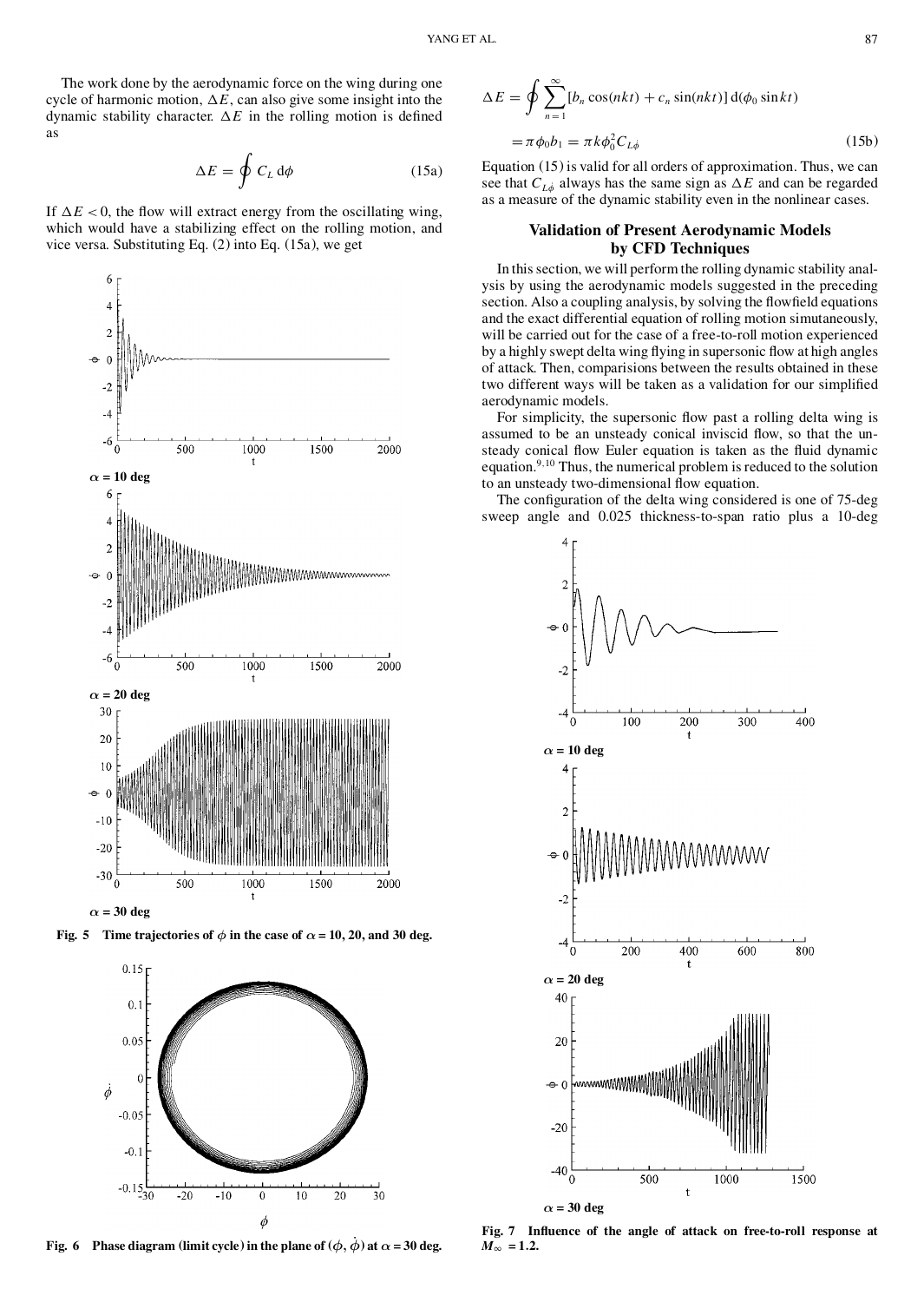The work done by the aerodynamic force on the wing during one cycle of harmonic motion, $\Delta E$, can also give some insight into the dynamic stability character. $\Delta E$ in the rolling motion is defined as

$$\Delta E = \oint C_L \, \mathrm{d}\phi \tag{15a}$$

If $\Delta E < 0$, the flow will extract energy from the oscillating wing, which would have a stabilizing effect on the rolling motion, and vice versa. Substituting Eq. (2) into Eq. (15a), we get

$$\Delta E = \oint \sum_{n=1}^{\infty} [b_n \cos(nkt) + c_n \sin(nkt)] \, \mathrm{d}(\phi_0 \sin kt)$$

$$= \pi \phi_0 b_1 = \pi k \phi_0^2 C_{L\dot{\phi}} \tag{15b}$$

Equation (15) is valid for all orders of approximation. Thus, we can see that $C_{L\dot{\phi}}$ always has the same sign as $\Delta E$ and can be regarded as a measure of the dynamic stability even in the nonlinear cases.

Fig. 5 Time trajectories of $\phi$ in the case of $\alpha = 10$, 20, and 30 deg.

Fig. 6 Phase diagram (limit cycle) in the plane of $(\phi, \dot{\phi})$ at $\alpha = 30$ deg.

## Validation of Present Aerodynamic Models by CFD Techniques

In this section, we will perform the rolling dynamic stability analysis by using the aerodynamic models suggested in the preceding section. Also a coupling analysis, by solving the flowfield equations and the exact differential equation of rolling motion simutaneously, will be carried out for the case of a free-to-roll motion experienced by a highly swept delta wing flying in supersonic flow at high angles of attack. Then, comparisions between the results obtained in these two different ways will be taken as a validation for our simplified aerodynamic models.

For simplicity, the supersonic flow past a rolling delta wing is assumed to be an unsteady conical inviscid flow, so that the unsteady conical flow Euler equation is taken as the fluid dynamic equation.[9,10] Thus, the numerical problem is reduced to the solution to an unsteady two-dimensional flow equation.

The configuration of the delta wing considered is one of 75-deg sweep angle and 0.025 thickness-to-span ratio plus a 10-deg

Fig. 7 Influence of the angle of attack on free-to-roll response at $M_\infty = 1.2$.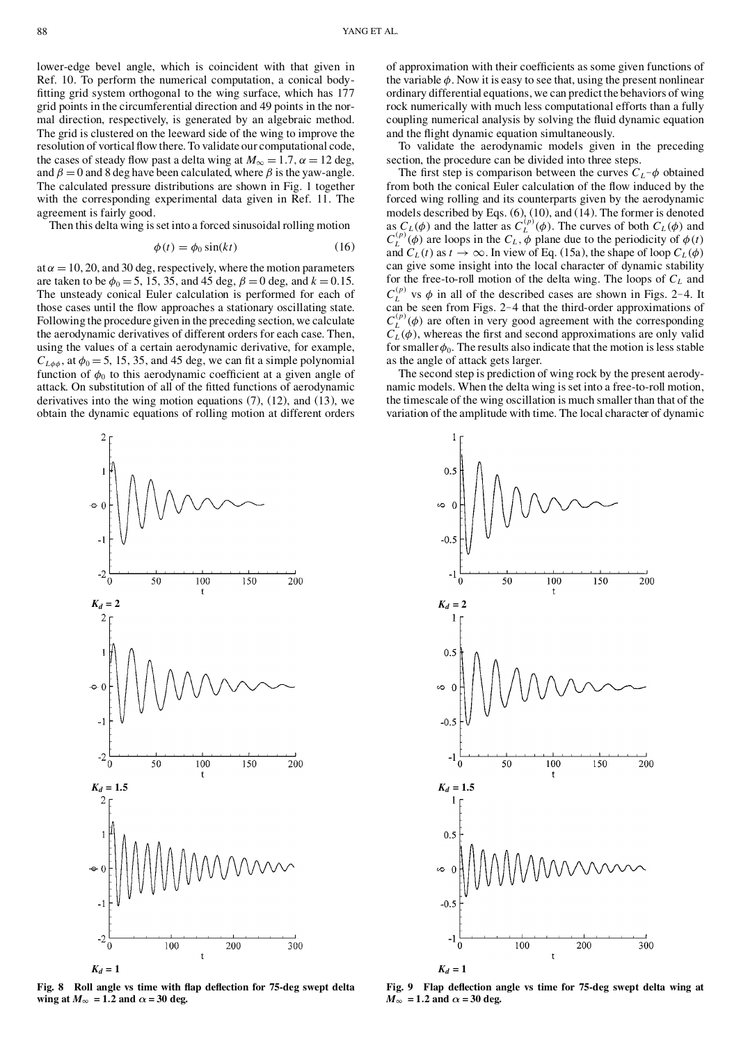lower-edge bevel angle, which is coincident with that given in Ref. 10. To perform the numerical computation, a conical body-fitting grid system orthogonal to the wing surface, which has 177 grid points in the circumferential direction and 49 points in the normal direction, respectively, is generated by an algebraic method. The grid is clustered on the leeward side of the wing to improve the resolution of vortical flow there. To validate our computational code, the cases of steady flow past a delta wing at $M_\infty = 1.7$, $\alpha = 12$ deg, and $\beta = 0$ and 8 deg have been calculated, where $\beta$ is the yaw-angle. The calculated pressure distributions are shown in Fig. 1 together with the corresponding experimental data given in Ref. 11. The agreement is fairly good.

Then this delta wing is set into a forced sinusoidal rolling motion

$$\phi(t) = \phi_0 \sin(kt) \tag{16}$$

at $\alpha = 10$, 20, and 30 deg, respectively, where the motion parameters are taken to be $\phi_0 = 5$, 15, 35, and 45 deg, $\beta = 0$ deg, and $k = 0.15$. The unsteady conical Euler calculation is performed for each of those cases until the flow approaches a stationary oscillating state. Following the procedure given in the preceding section, we calculate the aerodynamic derivatives of different orders for each case. Then, using the values of a certain aerodynamic derivative, for example, $C_{L\phi\phi}$, at $\phi_0 = 5$, 15, 35, and 45 deg, we can fit a simple polynomial function of $\phi_0$ to this aerodynamic coefficient at a given angle of attack. On substitution of all of the fitted functions of aerodynamic derivatives into the wing motion equations (7), (12), and (13), we obtain the dynamic equations of rolling motion at different orders of approximation with their coefficients as some given functions of the variable $\phi$. Now it is easy to see that, using the present nonlinear ordinary differential equations, we can predict the behaviors of wing rock numerically with much less computational efforts than a fully coupling numerical analysis by solving the fluid dynamic equation and the flight dynamic equation simultaneously.

To validate the aerodynamic models given in the preceding section, the procedure can be divided into three steps.

The first step is comparison between the curves $C_L$–$\phi$ obtained from both the conical Euler calculation of the flow induced by the forced wing rolling and its counterparts given by the aerodynamic models described by Eqs. (6), (10), and (14). The former is denoted as $C_L(\phi)$ and the latter as $C_L^{(p)}(\phi)$. The curves of both $C_L(\phi)$ and $C_L^{(p)}(\phi)$ are loops in the $C_L$, $\phi$ plane due to the periodicity of $\phi(t)$ and $C_L(t)$ as $t \to \infty$. In view of Eq. (15a), the shape of loop $C_L(\phi)$ can give some insight into the local character of dynamic stability for the free-to-roll motion of the delta wing. The loops of $C_L$ and $C_L^{(p)}$ vs $\phi$ in all of the described cases are shown in Figs. 2–4. It can be seen from Figs. 2–4 that the third-order approximations of $C_L^{(p)}(\phi)$ are often in very good agreement with the corresponding $C_L(\phi)$, whereas the first and second approximations are only valid for smaller $\phi_0$. The results also indicate that the motion is less stable as the angle of attack gets larger.

The second step is prediction of wing rock by the present aerodynamic models. When the delta wing is set into a free-to-roll motion, the timescale of the wing oscillation is much smaller than that of the variation of the amplitude with time. The local character of dynamic

**Fig. 8 Roll angle vs time with flap deflection for 75-deg swept delta wing at $M_\infty = 1.2$ and $\alpha = 30$ deg.**

**Fig. 9 Flap deflection angle vs time for 75-deg swept delta wing at $M_\infty = 1.2$ and $\alpha = 30$ deg.**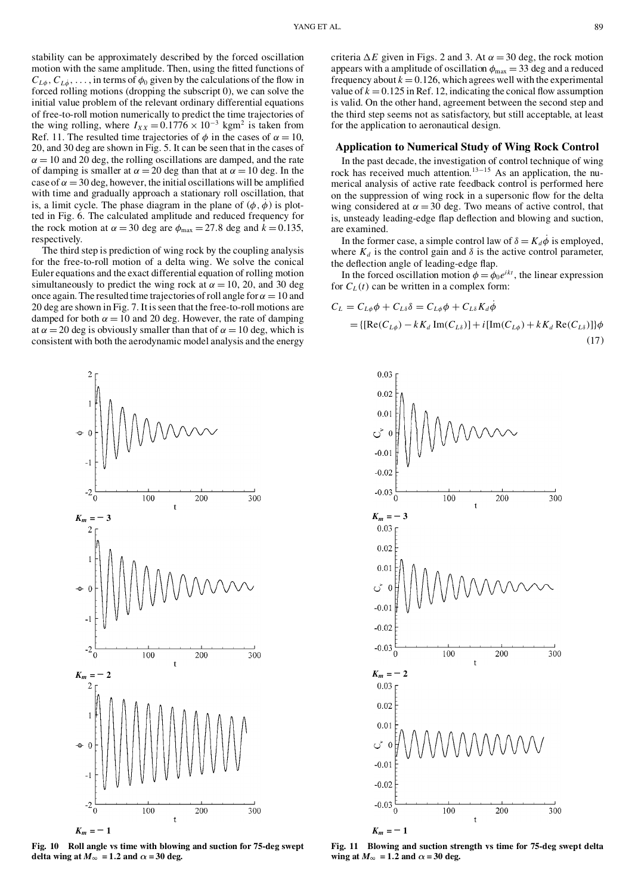stability can be approximately described by the forced oscillation motion with the same amplitude. Then, using the fitted functions of $C_{L\phi}$, $C_{L\dot{\phi}}$, ..., in terms of $\phi_0$ given by the calculations of the flow in forced rolling motions (dropping the subscript 0), we can solve the initial value problem of the relevant ordinary differential equations of free-to-roll motion numerically to predict the time trajectories of the wing rolling, where $I_{XX} = 0.1776 \times 10^{-3}$ kgm$^2$ is taken from Ref. 11. The resulted time trajectories of $\phi$ in the cases of $\alpha = 10$, 20, and 30 deg are shown in Fig. 5. It can be seen that in the cases of $\alpha = 10$ and 20 deg, the rolling oscillations are damped, and the rate of damping is smaller at $\alpha = 20$ deg than that at $\alpha = 10$ deg. In the case of $\alpha = 30$ deg, however, the initial oscillations will be amplified with time and gradually approach a stationary roll oscillation, that is, a limit cycle. The phase diagram in the plane of $(\phi, \dot{\phi})$ is plotted in Fig. 6. The calculated amplitude and reduced frequency for the rock motion at $\alpha = 30$ deg are $\phi_{max} = 27.8$ deg and $k = 0.135$, respectively.

The third step is prediction of wing rock by the coupling analysis for the free-to-roll motion of a delta wing. We solve the conical Euler equations and the exact differential equation of rolling motion simultaneously to predict the wing rock at $\alpha = 10$, 20, and 30 deg once again. The resulted time trajectories of roll angle for $\alpha = 10$ and 20 deg are shown in Fig. 7. It is seen that the free-to-roll motions are damped for both $\alpha = 10$ and 20 deg. However, the rate of damping at $\alpha = 20$ deg is obviously smaller than that of $\alpha = 10$ deg, which is consistent with both the aerodynamic model analysis and the energy criteria $\Delta E$ given in Figs. 2 and 3. At $\alpha = 30$ deg, the rock motion appears with a amplitude of oscillation $\phi_{max} = 33$ deg and a reduced frequency about $k = 0.126$, which agrees well with the experimental value of $k = 0.125$ in Ref. 12, indicating the conical flow assumption is valid. On the other hand, agreement between the second step and the third step seems not as satisfactory, but still acceptable, at least for the application to aeronautical design.

## Application to Numerical Study of Wing Rock Control

In the past decade, the investigation of control technique of wing rock has received much attention.[13–15] As an application, the numerical analysis of active rate feedback control is performed here on the suppression of wing rock in a supersonic flow for the delta wing considered at $\alpha = 30$ deg. Two means of active control, that is, unsteady leading-edge flap deflection and blowing and suction, are examined.

In the former case, a simple control law of $\delta = K_d \dot{\phi}$ is employed, where $K_d$ is the control gain and $\delta$ is the active control parameter, the deflection angle of leading-edge flap.

In the forced oscillation motion $\phi = \phi_0 e^{ikt}$, the linear expression for $C_L(t)$ can be written in a complex form:

$$C_L = C_{L\phi}\phi + C_{L\delta}\delta = C_{L\phi}\phi + C_{L\delta}K_d\dot{\phi}$$
$$= \{[\mathrm{Re}(C_{L\phi}) - kK_d\,\mathrm{Im}(C_{L\delta})] + i[\mathrm{Im}(C_{L\phi}) + kK_d\,\mathrm{Re}(C_{L\delta})]\}\phi \tag{17}$$

**Fig. 10 Roll angle vs time with blowing and suction for 75-deg swept delta wing at $M_\infty = 1.2$ and $\alpha = 30$ deg.**

**Fig. 11 Blowing and suction strength vs time for 75-deg swept delta wing at $M_\infty = 1.2$ and $\alpha = 30$ deg.**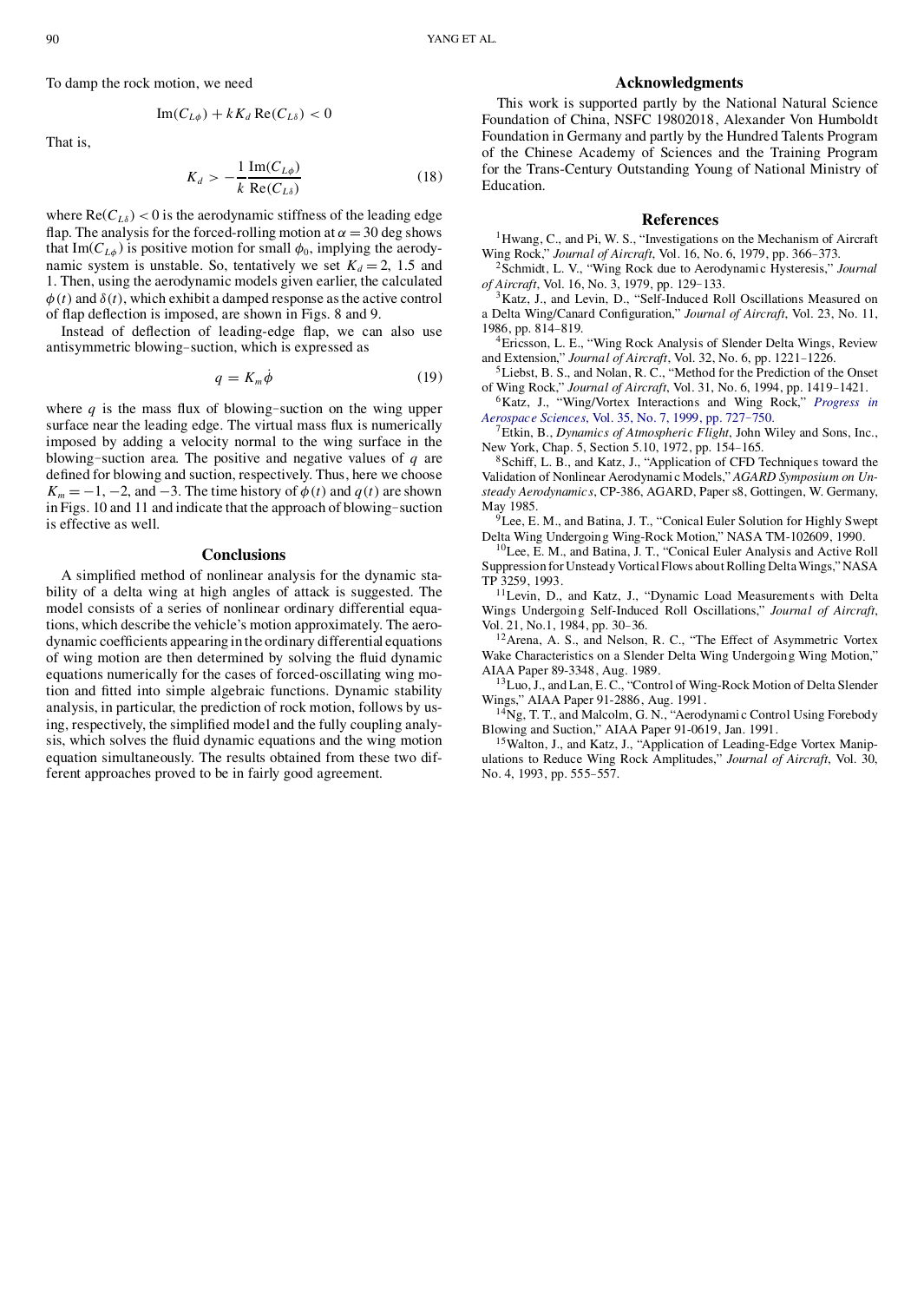To damp the rock motion, we need

$$\mathrm{Im}(C_{L\phi}) + kK_d\,\mathrm{Re}(C_{L\delta}) < 0$$

That is,

$$K_d > -\frac{1}{k}\frac{\mathrm{Im}(C_{L\phi})}{\mathrm{Re}(C_{L\delta})} \tag{18}$$

where $\mathrm{Re}(C_{L\delta}) < 0$ is the aerodynamic stiffness of the leading edge flap. The analysis for the forced-rolling motion at $\alpha = 30$ deg shows that $\mathrm{Im}(C_{L\phi})$ is positive motion for small $\phi_0$, implying the aerodynamic system is unstable. So, tentatively we set $K_d = 2$, 1.5 and 1. Then, using the aerodynamic models given earlier, the calculated $\phi(t)$ and $\delta(t)$, which exhibit a damped response as the active control of flap deflection is imposed, are shown in Figs. 8 and 9.

Instead of deflection of leading-edge flap, we can also use antisymmetric blowing–suction, which is expressed as

$$q = K_m\dot{\phi} \tag{19}$$

where $q$ is the mass flux of blowing–suction on the wing upper surface near the leading edge. The virtual mass flux is numerically imposed by adding a velocity normal to the wing surface in the blowing–suction area. The positive and negative values of $q$ are defined for blowing and suction, respectively. Thus, here we choose $K_m = -1, -2$, and $-3$. The time history of $\phi(t)$ and $q(t)$ are shown in Figs. 10 and 11 and indicate that the approach of blowing–suction is effective as well.

## Conclusions

A simplified method of nonlinear analysis for the dynamic stability of a delta wing at high angles of attack is suggested. The model consists of a series of nonlinear ordinary differential equations, which describe the vehicle's motion approximately. The aerodynamic coefficients appearing in the ordinary differential equations of wing motion are then determined by solving the fluid dynamic equations numerically for the cases of forced-oscillating wing motion and fitted into simple algebraic functions. Dynamic stability analysis, in particular, the prediction of rock motion, follows by using, respectively, the simplified model and the fully coupling analysis, which solves the fluid dynamic equations and the wing motion equation simultaneously. The results obtained from these two different approaches proved to be in fairly good agreement.

## Acknowledgments

This work is supported partly by the National Natural Science Foundation of China, NSFC 19802018, Alexander Von Humboldt Foundation in Germany and partly by the Hundred Talents Program of the Chinese Academy of Sciences and the Training Program for the Trans-Century Outstanding Young of National Ministry of Education.

## References

[1] Hwang, C., and Pi, W. S., "Investigations on the Mechanism of Aircraft Wing Rock," *Journal of Aircraft*, Vol. 16, No. 6, 1979, pp. 366–373.

[2] Schmidt, L. V., "Wing Rock due to Aerodynamic Hysteresis," *Journal of Aircraft*, Vol. 16, No. 3, 1979, pp. 129–133.

[3] Katz, J., and Levin, D., "Self-Induced Roll Oscillations Measured on a Delta Wing/Canard Configuration," *Journal of Aircraft*, Vol. 23, No. 11, 1986, pp. 814–819.

[4] Ericsson, L. E., "Wing Rock Analysis of Slender Delta Wings, Review and Extension," *Journal of Aircraft*, Vol. 32, No. 6, pp. 1221–1226.

[5] Liebst, B. S., and Nolan, R. C., "Method for the Prediction of the Onset of Wing Rock," *Journal of Aircraft*, Vol. 31, No. 6, 1994, pp. 1419–1421.

[6] Katz, J., "Wing/Vortex Interactions and Wing Rock," *Progress in Aerospace Sciences*, Vol. 35, No. 7, 1999, pp. 727–750.

[7] Etkin, B., *Dynamics of Atmospheric Flight*, John Wiley and Sons, Inc., New York, Chap. 5, Section 5.10, 1972, pp. 154–165.

[8] Schiff, L. B., and Katz, J., "Application of CFD Techniques toward the Validation of Nonlinear Aerodynamic Models," *AGARD Symposium on Unsteady Aerodynamics*, CP-386, AGARD, Paper s8, Gottingen, W. Germany, May 1985.

[9] Lee, E. M., and Batina, J. T., "Conical Euler Solution for Highly Swept Delta Wing Undergoing Wing-Rock Motion," NASA TM-102609, 1990.

[10] Lee, E. M., and Batina, J. T., "Conical Euler Analysis and Active Roll Suppression for Unsteady Vortical Flows about Rolling Delta Wings," NASA TP 3259, 1993.

[11] Levin, D., and Katz, J., "Dynamic Load Measurements with Delta Wings Undergoing Self-Induced Roll Oscillations," *Journal of Aircraft*, Vol. 21, No.1, 1984, pp. 30–36.

[12] Arena, A. S., and Nelson, R. C., "The Effect of Asymmetric Vortex Wake Characteristics on a Slender Delta Wing Undergoing Wing Motion," AIAA Paper 89-3348, Aug. 1989.

[13] Luo, J., and Lan, E. C., "Control of Wing-Rock Motion of Delta Slender Wings," AIAA Paper 91-2886, Aug. 1991.

[14] Ng, T. T., and Malcolm, G. N., "Aerodynamic Control Using Forebody Blowing and Suction," AIAA Paper 91-0619, Jan. 1991.

[15] Walton, J., and Katz, J., "Application of Leading-Edge Vortex Manipulations to Reduce Wing Rock Amplitudes," *Journal of Aircraft*, Vol. 30, No. 4, 1993, pp. 555–557.